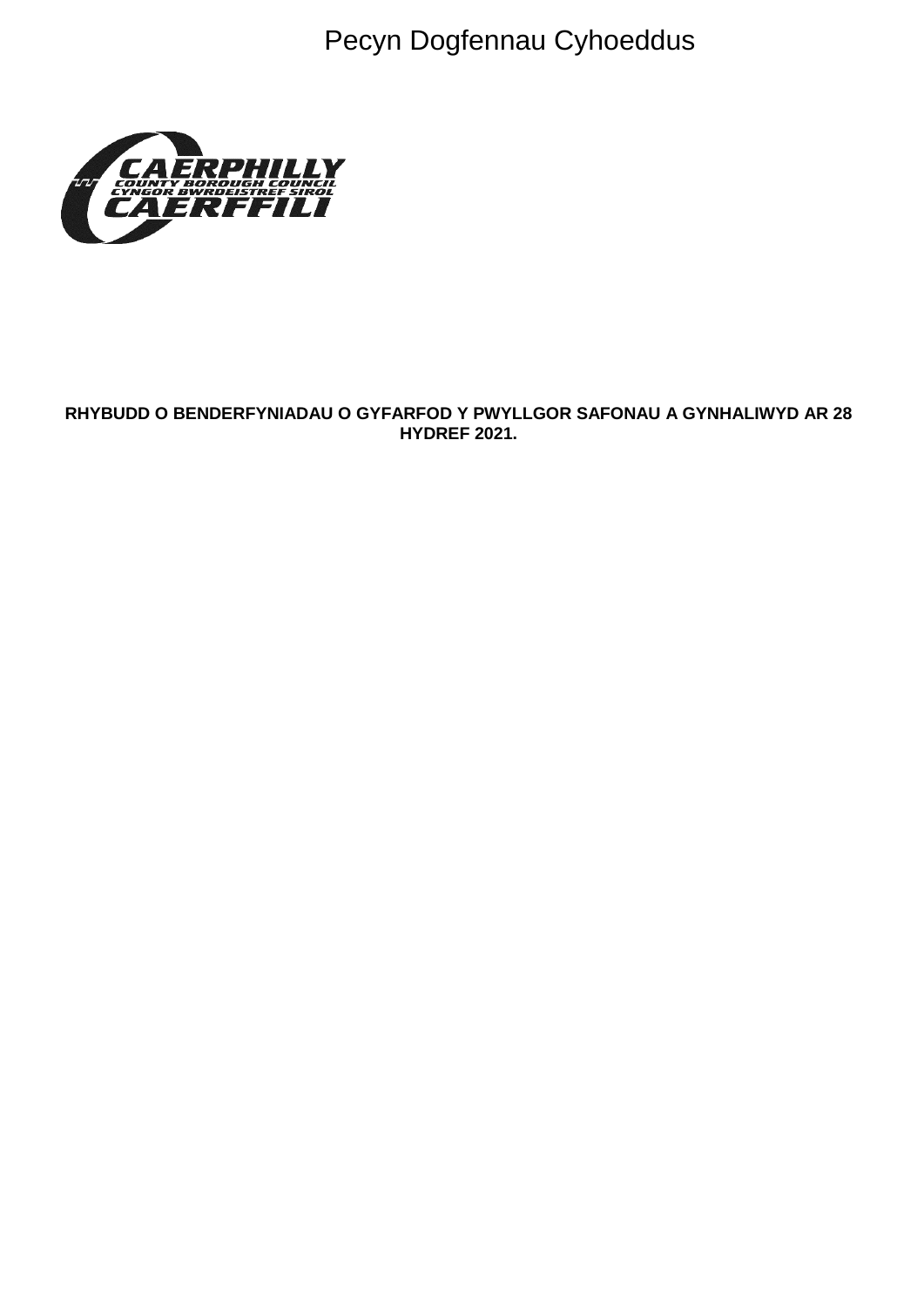Pecyn Dogfennau Cyhoeddus

CAERPHILLY
COUNTY BOROUGH COUNCIL
CYNGOR BWRDEISTREF SIROL
CAERFFILI

**RHYBUDD O BENDERFYNIADAU O GYFARFOD Y PWYLLGOR SAFONAU A GYNHALIWYD AR 28 HYDREF 2021.**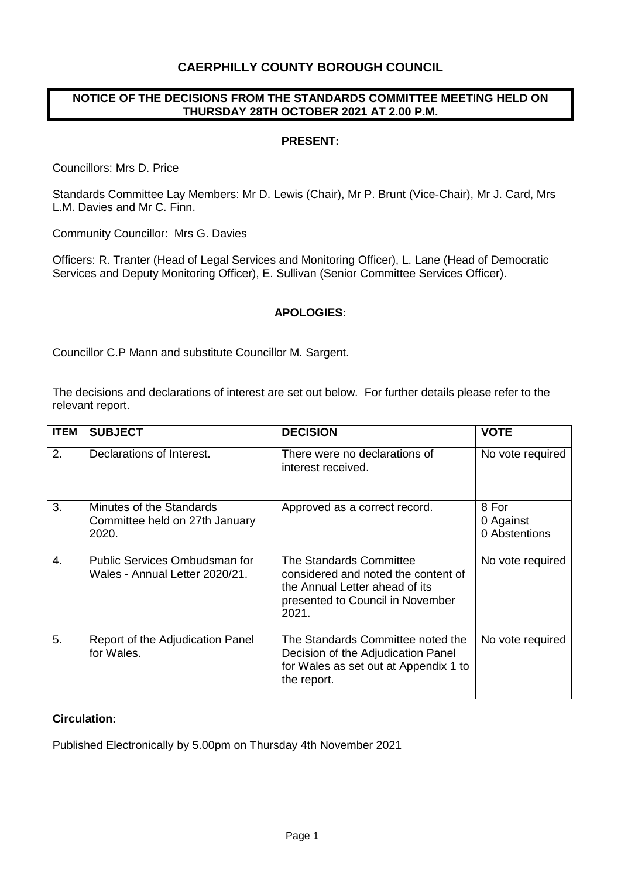# CAERPHILLY COUNTY BOROUGH COUNCIL

**NOTICE OF THE DECISIONS FROM THE STANDARDS COMMITTEE MEETING HELD ON THURSDAY 28TH OCTOBER 2021 AT 2.00 P.M.**

**PRESENT:**

Councillors: Mrs D. Price

Standards Committee Lay Members: Mr D. Lewis (Chair), Mr P. Brunt (Vice-Chair), Mr J. Card, Mrs L.M. Davies and Mr C. Finn.

Community Councillor: Mrs G. Davies

Officers: R. Tranter (Head of Legal Services and Monitoring Officer), L. Lane (Head of Democratic Services and Deputy Monitoring Officer), E. Sullivan (Senior Committee Services Officer).

**APOLOGIES:**

Councillor C.P Mann and substitute Councillor M. Sargent.

The decisions and declarations of interest are set out below. For further details please refer to the relevant report.

| ITEM | SUBJECT | DECISION | VOTE |
|---|---|---|---|
| 2. | Declarations of Interest. | There were no declarations of interest received. | No vote required |
| 3. | Minutes of the Standards Committee held on 27th January 2020. | Approved as a correct record. | 8 For<br>0 Against<br>0 Abstentions |
| 4. | Public Services Ombudsman for Wales - Annual Letter 2020/21. | The Standards Committee considered and noted the content of the Annual Letter ahead of its presented to Council in November 2021. | No vote required |
| 5. | Report of the Adjudication Panel for Wales. | The Standards Committee noted the Decision of the Adjudication Panel for Wales as set out at Appendix 1 to the report. | No vote required |

**Circulation:**

Published Electronically by 5.00pm on Thursday 4th November 2021